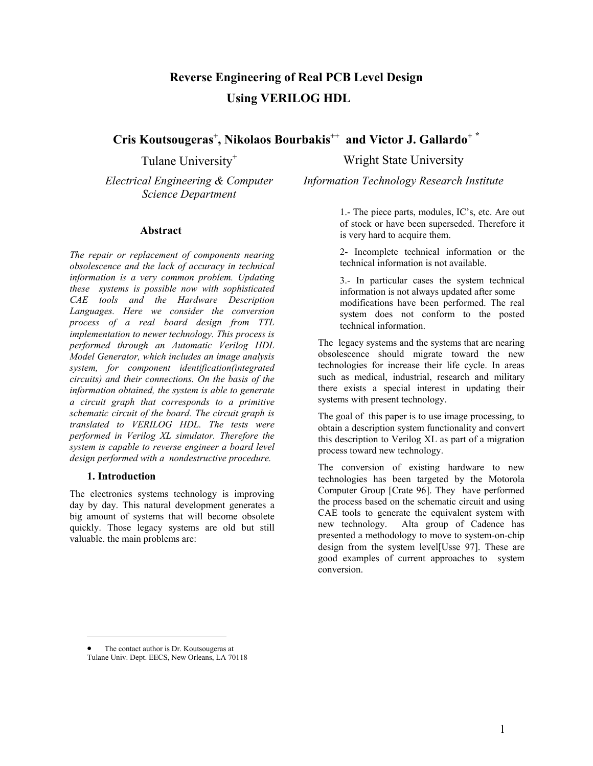# Reverse Engineering of Real PCB Level Design Using VERILOG HDL

**Cris Koutsougeras[+], Nikolaos Bourbakis[++] and Victor J. Gallardo[+] [*]**

Tulane University[+]

*Electrical Engineering & Computer Science Department*

Wright State University

*Information Technology Research Institute*

## Abstract

*The repair or replacement of components nearing obsolescence and the lack of accuracy in technical information is a very common problem. Updating these systems is possible now with sophisticated CAE tools and the Hardware Description Languages. Here we consider the conversion process of a real board design from TTL implementation to newer technology. This process is performed through an Automatic Verilog HDL Model Generator, which includes an image analysis system, for component identification(integrated circuits) and their connections. On the basis of the information obtained, the system is able to generate a circuit graph that corresponds to a primitive schematic circuit of the board. The circuit graph is translated to VERILOG HDL. The tests were performed in Verilog XL simulator. Therefore the system is capable to reverse engineer a board level design performed with a nondestructive procedure.*

### 1. Introduction

The electronics systems technology is improving day by day. This natural development generates a big amount of systems that will become obsolete quickly. Those legacy systems are old but still valuable. the main problems are:

1.- The piece parts, modules, IC's, etc. Are out of stock or have been superseded. Therefore it is very hard to acquire them.

2- Incomplete technical information or the technical information is not available.

3.- In particular cases the system technical information is not always updated after some modifications have been performed. The real system does not conform to the posted technical information.

The legacy systems and the systems that are nearing obsolescence should migrate toward the new technologies for increase their life cycle. In areas such as medical, industrial, research and military there exists a special interest in updating their systems with present technology.

The goal of this paper is to use image processing, to obtain a description system functionality and convert this description to Verilog XL as part of a migration process toward new technology.

The conversion of existing hardware to new technologies has been targeted by the Motorola Computer Group [Crate 96]. They have performed the process based on the schematic circuit and using CAE tools to generate the equivalent system with new technology. Alta group of Cadence has presented a methodology to move to system-on-chip design from the system level[Usse 97]. These are good examples of current approaches to system conversion.

---

* The contact author is Dr. Koutsougeras at Tulane Univ. Dept. EECS, New Orleans, LA 70118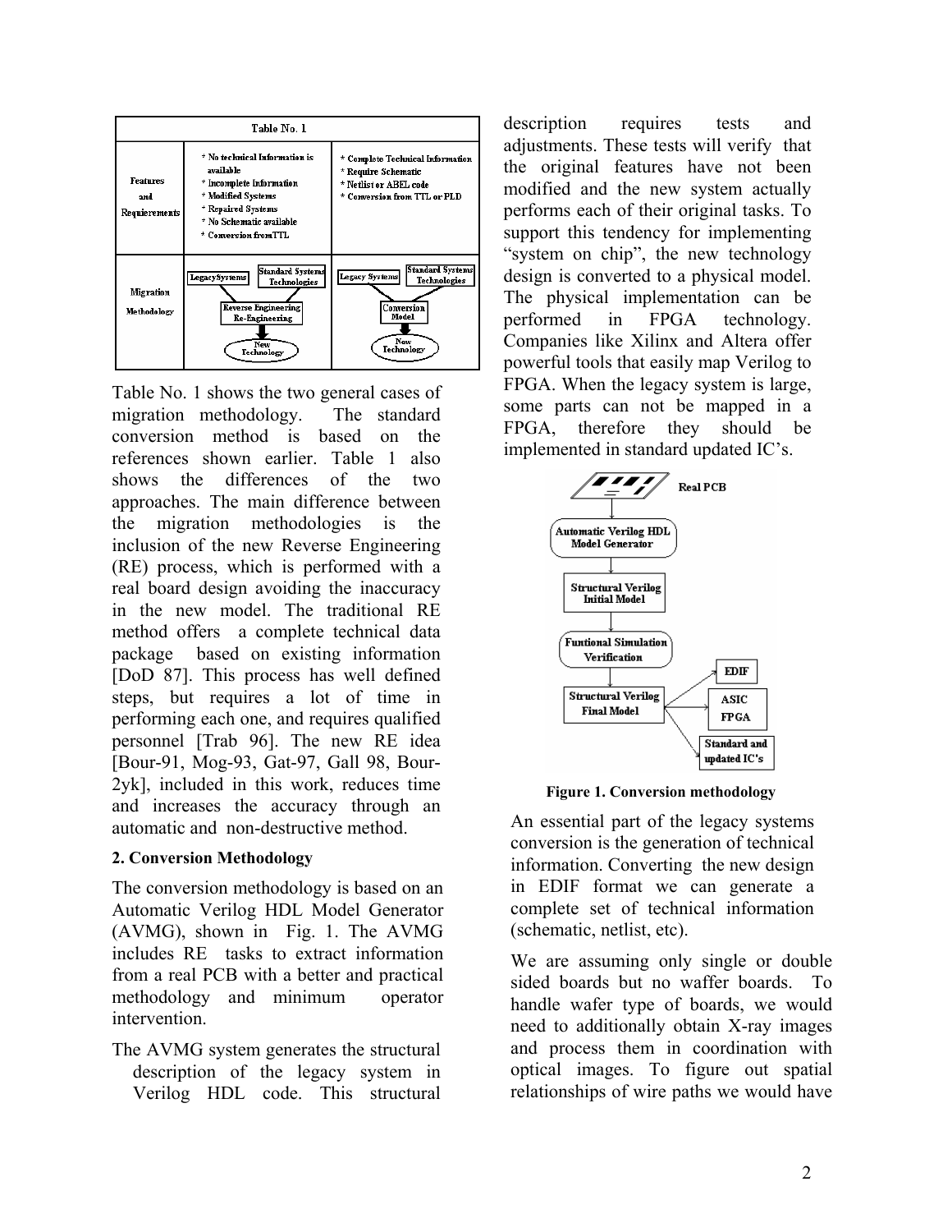| Table No. 1 | | |
|---|---|---|
| Features and Requierements | * No technical Information is available<br>* Incomplete Information<br>* Modified Systems<br>* Repaired Systems<br>* No Schematic available<br>* Conversion fromTTL | * Complete Technical Information<br>* Require Schematic<br>* Netlist or ABEL code<br>* Conversion from TTL or PLD |
| Migration Methodology | LegacySystems, Standard Systems Technologies → Reverse Engineering Re-Engineering → New Technology | Legacy Systems, Standard Systems Technologies → Conversion Model → New Technology |

Table No. 1 shows the two general cases of migration methodology. The standard conversion method is based on the references shown earlier. Table 1 also shows the differences of the two approaches. The main difference between the migration methodologies is the inclusion of the new Reverse Engineering (RE) process, which is performed with a real board design avoiding the inaccuracy in the new model. The traditional RE method offers a complete technical data package based on existing information [DoD 87]. This process has well defined steps, but requires a lot of time in performing each one, and requires qualified personnel [Trab 96]. The new RE idea [Bour-91, Mog-93, Gat-97, Gall 98, Bour-2yk], included in this work, reduces time and increases the accuracy through an automatic and non-destructive method.

**2. Conversion Methodology**

The conversion methodology is based on an Automatic Verilog HDL Model Generator (AVMG), shown in Fig. 1. The AVMG includes RE tasks to extract information from a real PCB with a better and practical methodology and minimum operator intervention.

The AVMG system generates the structural description of the legacy system in Verilog HDL code. This structural description requires tests and adjustments. These tests will verify that the original features have not been modified and the new system actually performs each of their original tasks. To support this tendency for implementing "system on chip", the new technology design is converted to a physical model. The physical implementation can be performed in FPGA technology. Companies like Xilinx and Altera offer powerful tools that easily map Verilog to FPGA. When the legacy system is large, some parts can not be mapped in a FPGA, therefore they should be implemented in standard updated IC's.

**Figure 1. Conversion methodology**

An essential part of the legacy systems conversion is the generation of technical information. Converting the new design in EDIF format we can generate a complete set of technical information (schematic, netlist, etc).

We are assuming only single or double sided boards but no waffer boards. To handle wafer type of boards, we would need to additionally obtain X-ray images and process them in coordination with optical images. To figure out spatial relationships of wire paths we would have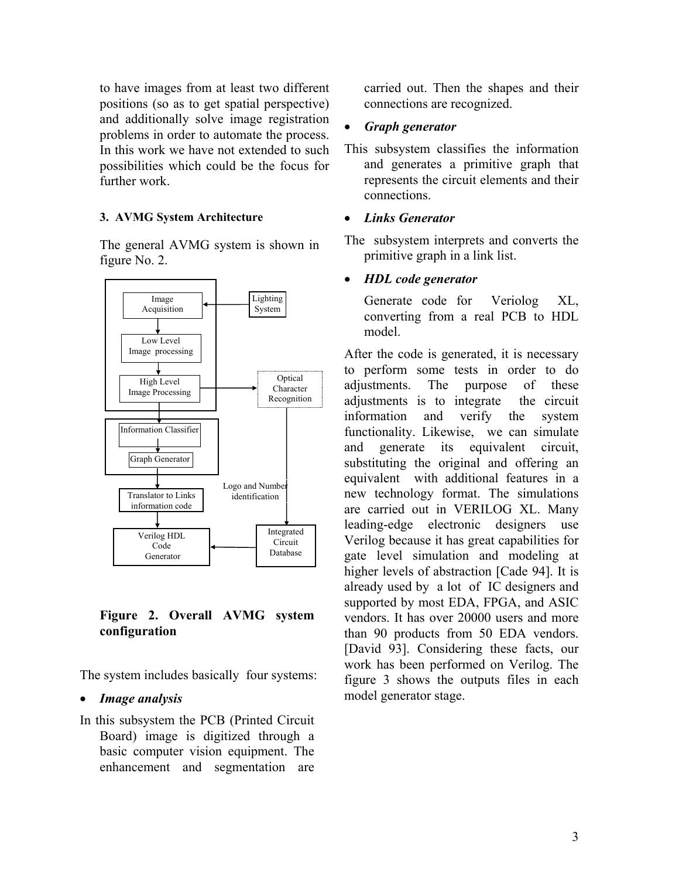to have images from at least two different positions (so as to get spatial perspective) and additionally solve image registration problems in order to automate the process. In this work we have not extended to such possibilities which could be the focus for further work.

### 3. AVMG System Architecture

The general AVMG system is shown in figure No. 2.

**Figure 2. Overall AVMG system configuration**

The system includes basically four systems:

- ***Image analysis***

In this subsystem the PCB (Printed Circuit Board) image is digitized through a basic computer vision equipment. The enhancement and segmentation are carried out. Then the shapes and their connections are recognized.

- ***Graph generator***

This subsystem classifies the information and generates a primitive graph that represents the circuit elements and their connections.

- ***Links Generator***

The subsystem interprets and converts the primitive graph in a link list.

- ***HDL code generator***

Generate code for Veriolog XL, converting from a real PCB to HDL model.

After the code is generated, it is necessary to perform some tests in order to do adjustments. The purpose of these adjustments is to integrate the circuit information and verify the system functionality. Likewise, we can simulate and generate its equivalent circuit, substituting the original and offering an equivalent with additional features in a new technology format. The simulations are carried out in VERILOG XL. Many leading-edge electronic designers use Verilog because it has great capabilities for gate level simulation and modeling at higher levels of abstraction [Cade 94]. It is already used by a lot of IC designers and supported by most EDA, FPGA, and ASIC vendors. It has over 20000 users and more than 90 products from 50 EDA vendors. [David 93]. Considering these facts, our work has been performed on Verilog. The figure 3 shows the outputs files in each model generator stage.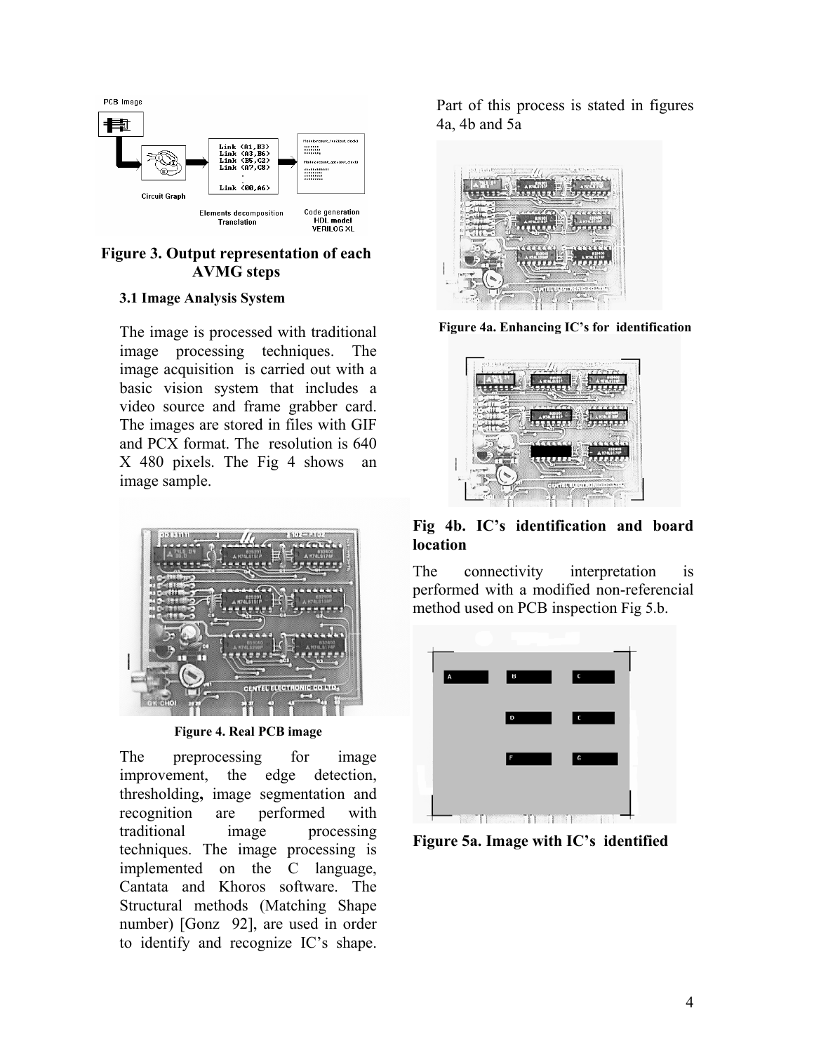**Figure 3. Output representation of each AVMG steps**

### 3.1 Image Analysis System

The image is processed with traditional image processing techniques. The image acquisition is carried out with a basic vision system that includes a video source and frame grabber card. The images are stored in files with GIF and PCX format. The resolution is 640 X 480 pixels. The Fig 4 shows an image sample.

**Figure 4. Real PCB image**

The preprocessing for image improvement, the edge detection, thresholding, image segmentation and recognition are performed with traditional image processing techniques. The image processing is implemented on the C language, Cantata and Khoros software. The Structural methods (Matching Shape number) [Gonz 92], are used in order to identify and recognize IC's shape. Part of this process is stated in figures 4a, 4b and 5a

**Figure 4a. Enhancing IC's for identification**

**Fig 4b. IC's identification and board location**

The connectivity interpretation is performed with a modified non-referencial method used on PCB inspection Fig 5.b.

**Figure 5a. Image with IC's identified**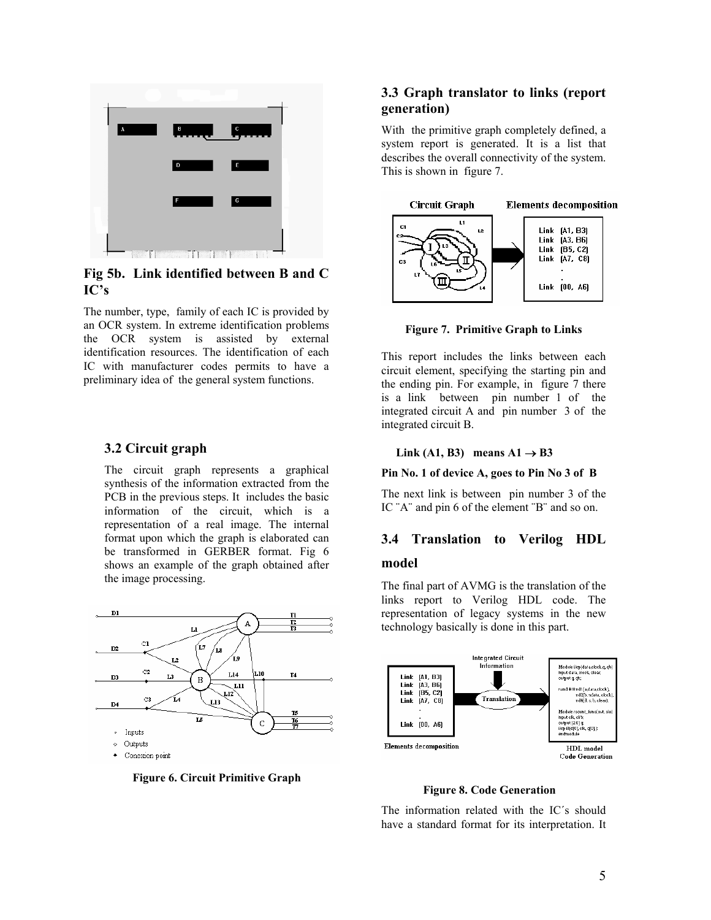**Fig 5b. Link identified between B and C IC's**

The number, type, family of each IC is provided by an OCR system. In extreme identification problems the OCR system is assisted by external identification resources. The identification of each IC with manufacturer codes permits to have a preliminary idea of the general system functions.

### 3.2 Circuit graph

The circuit graph represents a graphical synthesis of the information extracted from the PCB in the previous steps. It includes the basic information of the circuit, which is a representation of a real image. The internal format upon which the graph is elaborated can be transformed in GERBER format. Fig 6 shows an example of the graph obtained after the image processing.

**Figure 6. Circuit Primitive Graph**

### 3.3 Graph translator to links (report generation)

With the primitive graph completely defined, a system report is generated. It is a list that describes the overall connectivity of the system. This is shown in figure 7.

**Figure 7. Primitive Graph to Links**

This report includes the links between each circuit element, specifying the starting pin and the ending pin. For example, in figure 7 there is a link between pin number 1 of the integrated circuit A and pin number 3 of the integrated circuit B.

**Link (A1, B3) means A1 $\rightarrow$ B3**

**Pin No. 1 of device A, goes to Pin No 3 of B**

The next link is between pin number 3 of the IC ¨A¨ and pin 6 of the element ¨B¨ and so on.

### 3.4 Translation to Verilog HDL model

The final part of AVMG is the translation of the links report to Verilog HDL code. The representation of legacy systems in the new technology basically is done in this part.

**Figure 8. Code Generation**

The information related with the IC´s should have a standard format for its interpretation. It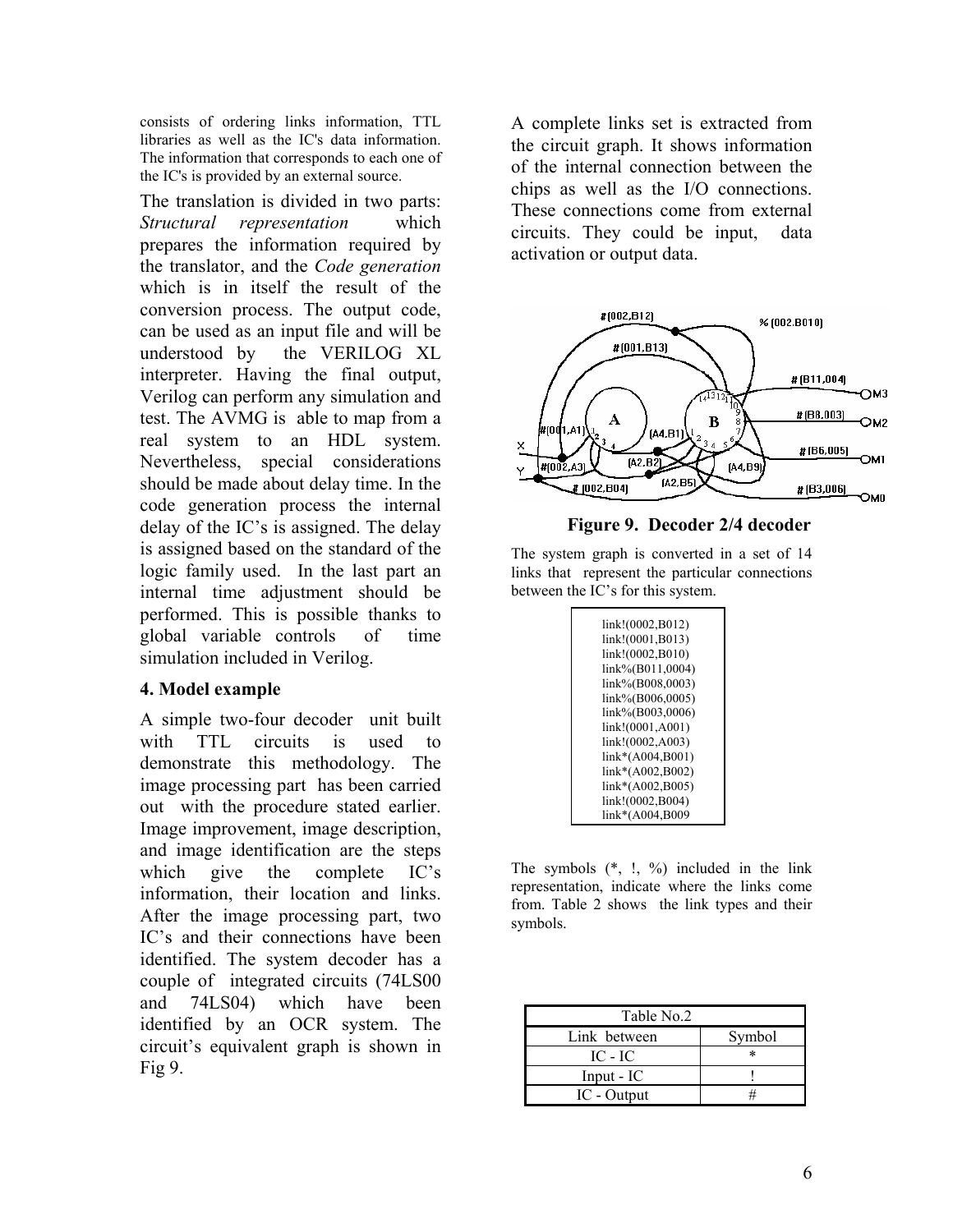consists of ordering links information, TTL libraries as well as the IC's data information. The information that corresponds to each one of the IC's is provided by an external source.

The translation is divided in two parts: *Structural representation* which prepares the information required by the translator, and the *Code generation* which is in itself the result of the conversion process. The output code, can be used as an input file and will be understood by the VERILOG XL interpreter. Having the final output, Verilog can perform any simulation and test. The AVMG is able to map from a real system to an HDL system. Nevertheless, special considerations should be made about delay time. In the code generation process the internal delay of the IC's is assigned. The delay is assigned based on the standard of the logic family used. In the last part an internal time adjustment should be performed. This is possible thanks to global variable controls of time simulation included in Verilog.

## 4. Model example

A simple two-four decoder unit built with TTL circuits is used to demonstrate this methodology. The image processing part has been carried out with the procedure stated earlier. Image improvement, image description, and image identification are the steps which give the complete IC's information, their location and links. After the image processing part, two IC's and their connections have been identified. The system decoder has a couple of integrated circuits (74LS00 and 74LS04) which have been identified by an OCR system. The circuit's equivalent graph is shown in Fig 9.

A complete links set is extracted from the circuit graph. It shows information of the internal connection between the chips as well as the I/O connections. These connections come from external circuits. They could be input, data activation or output data.

**Figure 9. Decoder 2/4 decoder**

The system graph is converted in a set of 14 links that represent the particular connections between the IC's for this system.

```
link!(0002,B012)
link!(0001,B013)
link!(0002,B010)
link%(B011,0004)
link%(B008,0003)
link%(B006,0005)
link%(B003,0006)
link!(0001,A001)
link!(0002,A003)
link*(A004,B001)
link*(A002,B002)
link*(A002,B005)
link!(0002,B004)
link*(A004,B009
```

The symbols (*, !, %) included in the link representation, indicate where the links come from. Table 2 shows the link types and their symbols.

| Table No.2 | |
|---|---|
| Link between | Symbol |
| IC - IC | * |
| Input - IC | ! |
| IC - Output | # |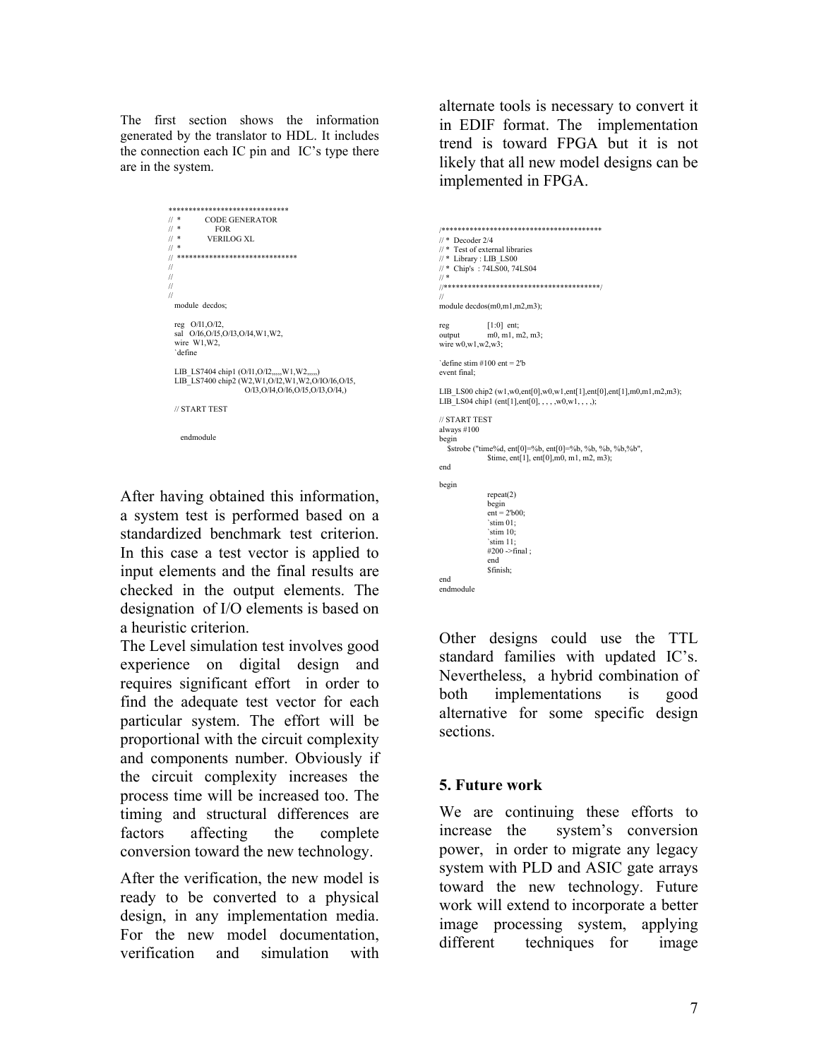The first section shows the information generated by the translator to HDL. It includes the connection each IC pin and IC's type there are in the system.

```
******************************
//  *          CODE GENERATOR
//  *               FOR
//  *           VERILOG XL
//  *
//  ******************************
//
//
//
//
   module  decdos;

   reg   O/I1,O/I2,
   sal   O/I6,O/I5,O/I3,O/I4,W1,W2,
   wire  W1,W2,
   `define

   LIB_LS7404 chip1 (O/I1,O/I2,,,,,W1,W2,,,,,)
   LIB_LS7400 chip2 (W2,W1,O/I2,W1,W2,O/IO/I6,O/I5,
                          O/I3,O/I4,O/I6,O/I5,O/I3,O/I4,)

   // START TEST

     endmodule
```

After having obtained this information, a system test is performed based on a standardized benchmark test criterion. In this case a test vector is applied to input elements and the final results are checked in the output elements. The designation of I/O elements is based on a heuristic criterion.

The Level simulation test involves good experience on digital design and requires significant effort in order to find the adequate test vector for each particular system. The effort will be proportional with the circuit complexity and components number. Obviously if the circuit complexity increases the process time will be increased too. The timing and structural differences are factors affecting the complete conversion toward the new technology.

After the verification, the new model is ready to be converted to a physical design, in any implementation media. For the new model documentation, verification and simulation with alternate tools is necessary to convert it in EDIF format. The implementation trend is toward FPGA but it is not likely that all new model designs can be implemented in FPGA.

```
/****************************************
// *  Decoder 2/4
// *  Test of external libraries
// *  Library : LIB_LS00
// *  Chip's  : 74LS00, 74LS04
// *
//****************************************/
//
module decdos(m0,m1,m2,m3);

reg          [1:0]  ent;
output       m0, m1, m2, m3;
wire w0,w1,w2,w3;

`define stim #100 ent = 2'b
event final;

LIB_LS00 chip2 (w1,w0,ent[0],w0,w1,ent[1],ent[0],ent[1],m0,m1,m2,m3);
LIB_LS04 chip1 (ent[1],ent[0], , , , ,w0,w1, , , ,);

// START TEST
always #100
begin
   $strobe ("time%d, ent[0]=%b, ent[0]=%b, %b, %b, %b,%b",
            $time, ent[1], ent[0],m0, m1, m2, m3);
end

begin
            repeat(2)
            begin
            ent = 2'b00;
            `stim 01;
            `stim 10;
            `stim 11;
            #200 ->final ;
            end
            $finish;
end
endmodule
```

Other designs could use the TTL standard families with updated IC's. Nevertheless, a hybrid combination of both implementations is good alternative for some specific design sections.

## 5. Future work

We are continuing these efforts to increase the system's conversion power, in order to migrate any legacy system with PLD and ASIC gate arrays toward the new technology. Future work will extend to incorporate a better image processing system, applying different techniques for image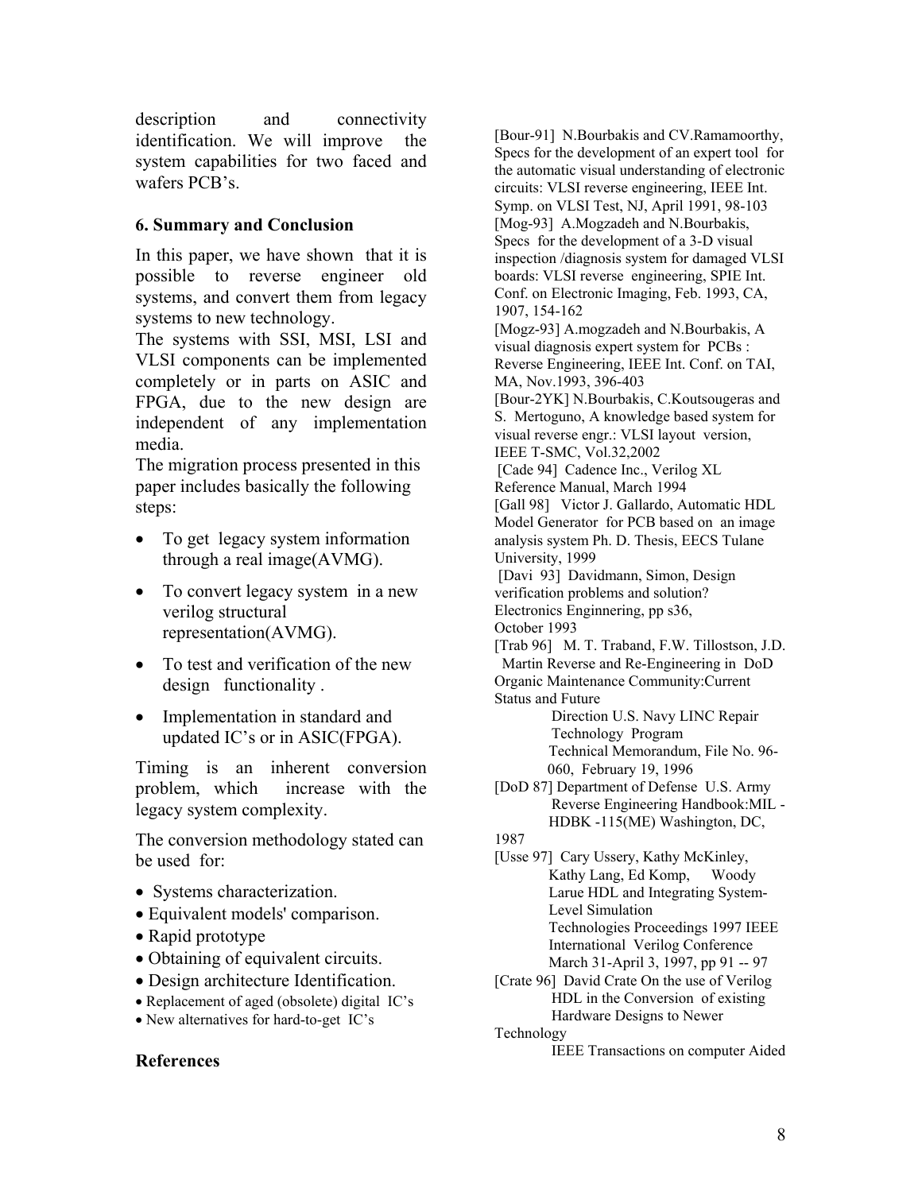description and connectivity identification. We will improve the system capabilities for two faced and wafers PCB's.

## 6. Summary and Conclusion

In this paper, we have shown that it is possible to reverse engineer old systems, and convert them from legacy systems to new technology.

The systems with SSI, MSI, LSI and VLSI components can be implemented completely or in parts on ASIC and FPGA, due to the new design are independent of any implementation media.

The migration process presented in this paper includes basically the following steps:

- To get legacy system information through a real image(AVMG).
- To convert legacy system in a new verilog structural representation(AVMG).
- To test and verification of the new design functionality .
- Implementation in standard and updated IC's or in ASIC(FPGA).

Timing is an inherent conversion problem, which increase with the legacy system complexity.

The conversion methodology stated can be used for:

- Systems characterization.
- Equivalent models' comparison.
- Rapid prototype
- Obtaining of equivalent circuits.
- Design architecture Identification.
- Replacement of aged (obsolete) digital IC's
- New alternatives for hard-to-get IC's

## References

[Bour-91] N.Bourbakis and CV.Ramamoorthy, Specs for the development of an expert tool for the automatic visual understanding of electronic circuits: VLSI reverse engineering, IEEE Int. Symp. on VLSI Test, NJ, April 1991, 98-103

[Mog-93] A.Mogzadeh and N.Bourbakis, Specs for the development of a 3-D visual inspection /diagnosis system for damaged VLSI boards: VLSI reverse engineering, SPIE Int. Conf. on Electronic Imaging, Feb. 1993, CA, 1907, 154-162

[Mogz-93] A.mogzadeh and N.Bourbakis, A visual diagnosis expert system for PCBs : Reverse Engineering, IEEE Int. Conf. on TAI, MA, Nov.1993, 396-403

[Bour-2YK] N.Bourbakis, C.Koutsougeras and S. Mertoguno, A knowledge based system for visual reverse engr.: VLSI layout version, IEEE T-SMC, Vol.32,2002

[Cade 94] Cadence Inc., Verilog XL Reference Manual, March 1994

[Gall 98] Victor J. Gallardo, Automatic HDL Model Generator for PCB based on an image analysis system Ph. D. Thesis, EECS Tulane University, 1999

[Davi 93] Davidmann, Simon, Design verification problems and solution? Electronics Enginnering, pp s36, October 1993

[Trab 96] M. T. Traband, F.W. Tillostson, J.D. Martin Reverse and Re-Engineering in DoD Organic Maintenance Community:Current Status and Future Direction U.S. Navy LINC Repair Technology Program Technical Memorandum, File No. 96-060, February 19, 1996

[DoD 87] Department of Defense U.S. Army Reverse Engineering Handbook:MIL - HDBK -115(ME) Washington, DC, 1987

[Usse 97] Cary Ussery, Kathy McKinley, Kathy Lang, Ed Komp, Woody Larue HDL and Integrating System-Level Simulation Technologies Proceedings 1997 IEEE International Verilog Conference March 31-April 3, 1997, pp 91 -- 97

[Crate 96] David Crate On the use of Verilog HDL in the Conversion of existing Hardware Designs to Newer Technology IEEE Transactions on computer Aided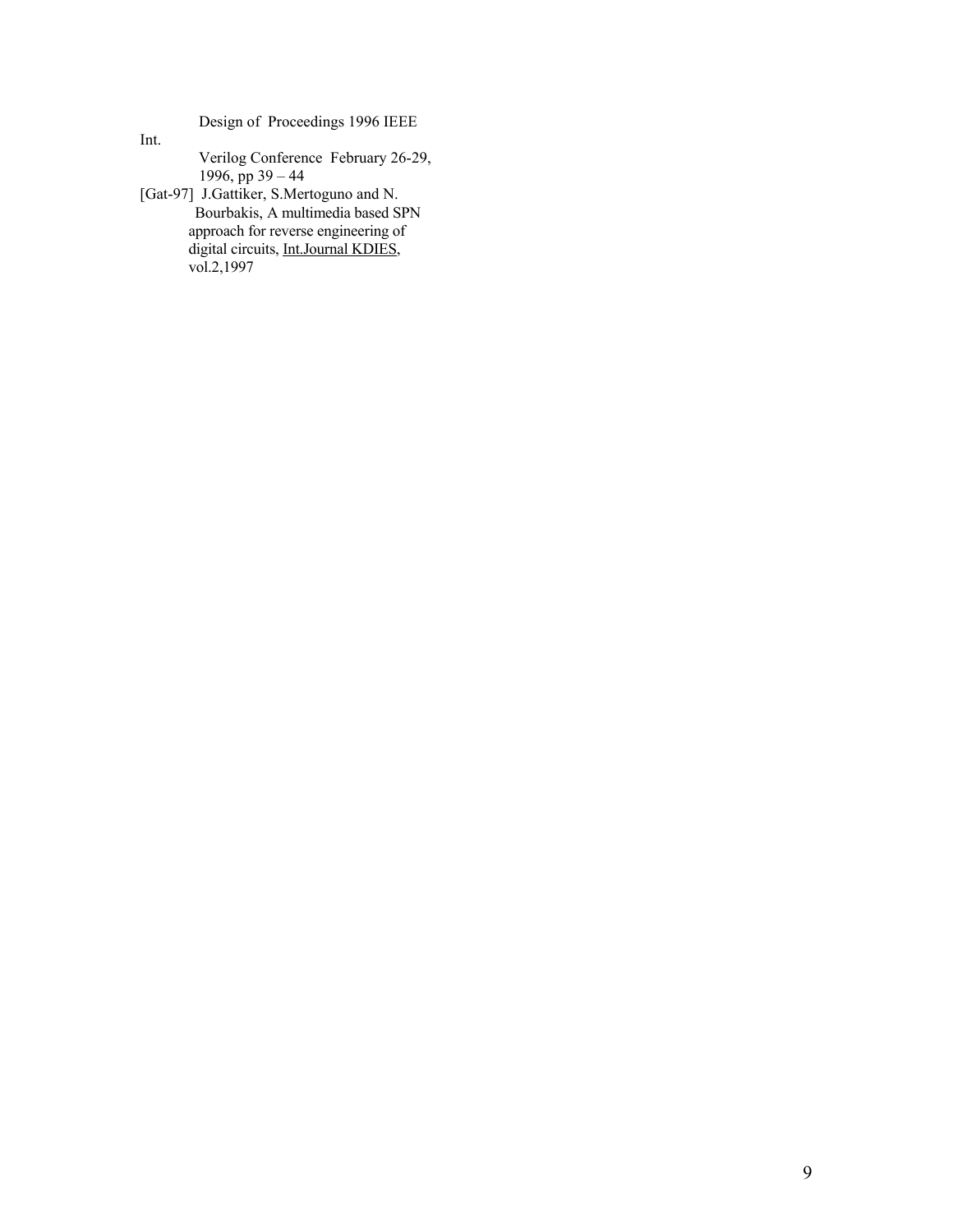Design of Proceedings 1996 IEEE Int.
Verilog Conference February 26-29, 1996, pp 39 – 44

[Gat-97] J.Gattiker, S.Mertoguno and N. Bourbakis, A multimedia based SPN approach for reverse engineering of digital circuits, Int.Journal KDIES, vol.2,1997